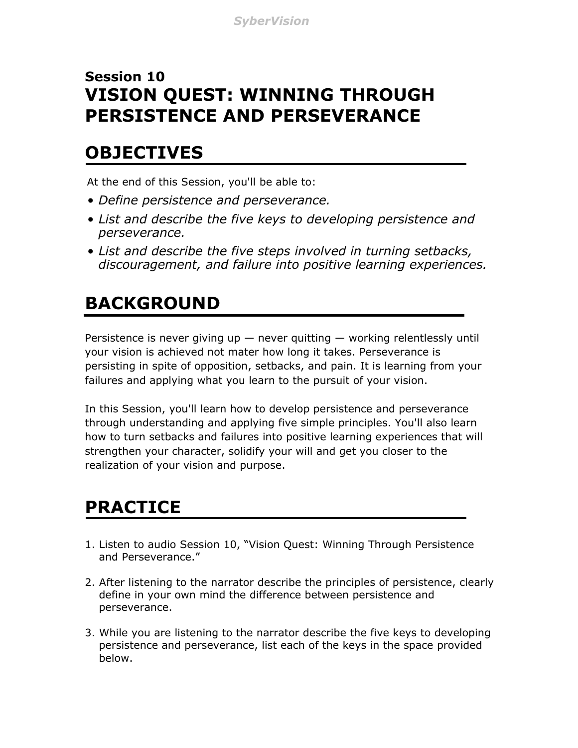## Session 10
# VISION QUEST: WINNING THROUGH PERSISTENCE AND PERSEVERANCE

## OBJECTIVES

At the end of this Session, you'll be able to:

- *Define persistence and perseverance.*
- *List and describe the five keys to developing persistence and perseverance.*
- *List and describe the five steps involved in turning setbacks, discouragement, and failure into positive learning experiences.*

## BACKGROUND

Persistence is never giving up — never quitting — working relentlessly until your vision is achieved not mater how long it takes. Perseverance is persisting in spite of opposition, setbacks, and pain. It is learning from your failures and applying what you learn to the pursuit of your vision.

In this Session, you'll learn how to develop persistence and perseverance through understanding and applying five simple principles. You'll also learn how to turn setbacks and failures into positive learning experiences that will strengthen your character, solidify your will and get you closer to the realization of your vision and purpose.

## PRACTICE

1. Listen to audio Session 10, "Vision Quest: Winning Through Persistence and Perseverance."

2. After listening to the narrator describe the principles of persistence, clearly define in your own mind the difference between persistence and perseverance.

3. While you are listening to the narrator describe the five keys to developing persistence and perseverance, list each of the keys in the space provided below.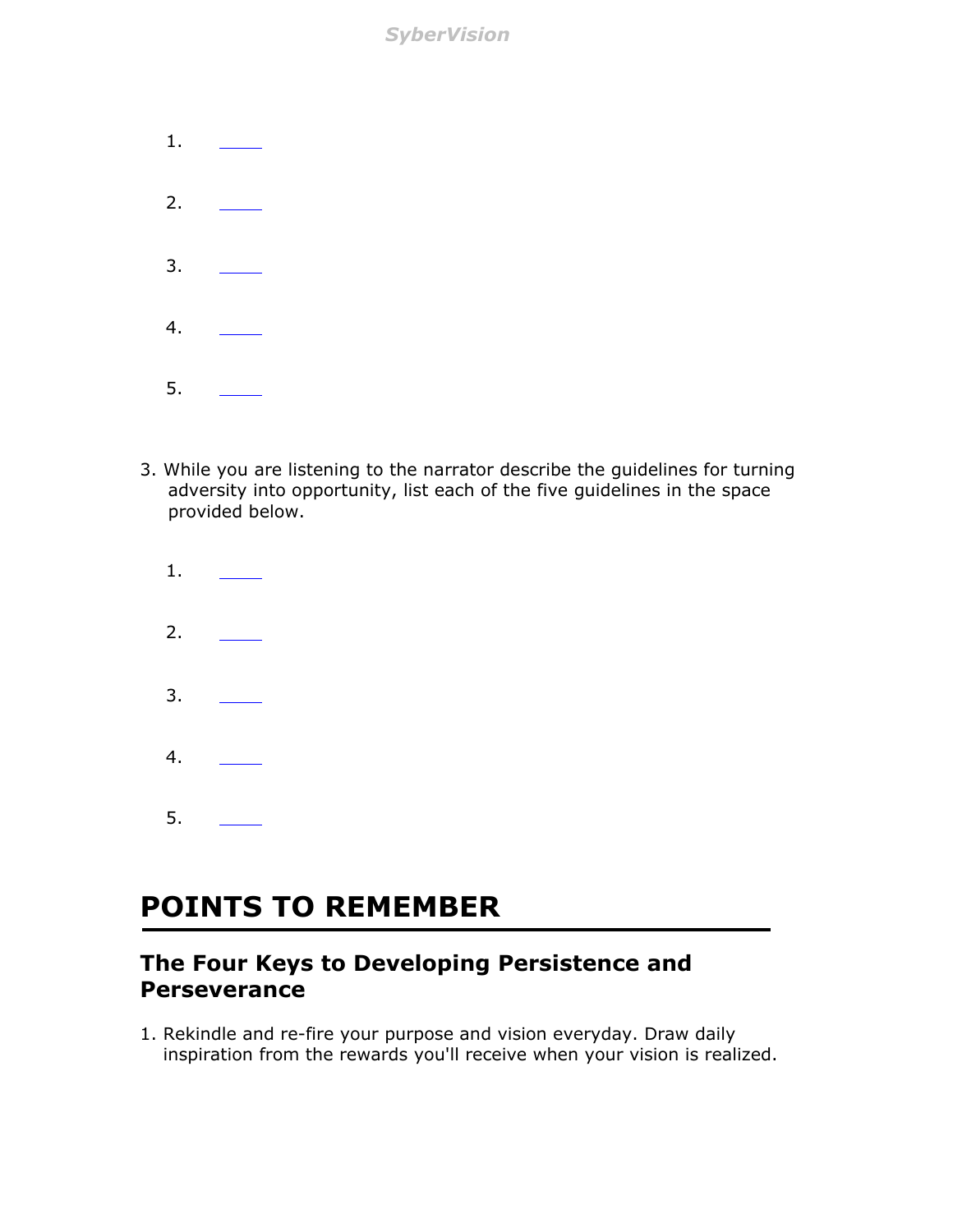1. ____

2. ____

3. ____

4. ____

5. ____

3. While you are listening to the narrator describe the guidelines for turning adversity into opportunity, list each of the five guidelines in the space provided below.

1. ____

2. ____

3. ____

4. ____

5. ____

# POINTS TO REMEMBER

## The Four Keys to Developing Persistence and Perseverance

1. Rekindle and re-fire your purpose and vision everyday. Draw daily inspiration from the rewards you'll receive when your vision is realized.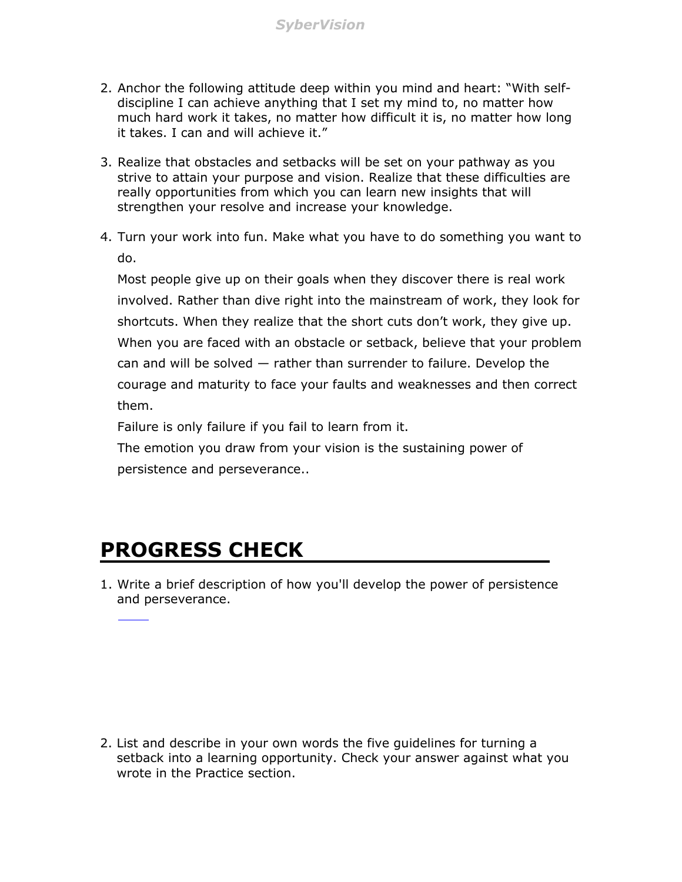2. Anchor the following attitude deep within you mind and heart: "With self-discipline I can achieve anything that I set my mind to, no matter how much hard work it takes, no matter how difficult it is, no matter how long it takes. I can and will achieve it."

3. Realize that obstacles and setbacks will be set on your pathway as you strive to attain your purpose and vision. Realize that these difficulties are really opportunities from which you can learn new insights that will strengthen your resolve and increase your knowledge.

4. Turn your work into fun. Make what you have to do something you want to do.

   Most people give up on their goals when they discover there is real work involved. Rather than dive right into the mainstream of work, they look for shortcuts. When they realize that the short cuts don't work, they give up. When you are faced with an obstacle or setback, believe that your problem can and will be solved — rather than surrender to failure. Develop the courage and maturity to face your faults and weaknesses and then correct them.

   Failure is only failure if you fail to learn from it.

   The emotion you draw from your vision is the sustaining power of persistence and perseverance..

# PROGRESS CHECK

1. Write a brief description of how you'll develop the power of persistence and perseverance.

2. List and describe in your own words the five guidelines for turning a setback into a learning opportunity. Check your answer against what you wrote in the Practice section.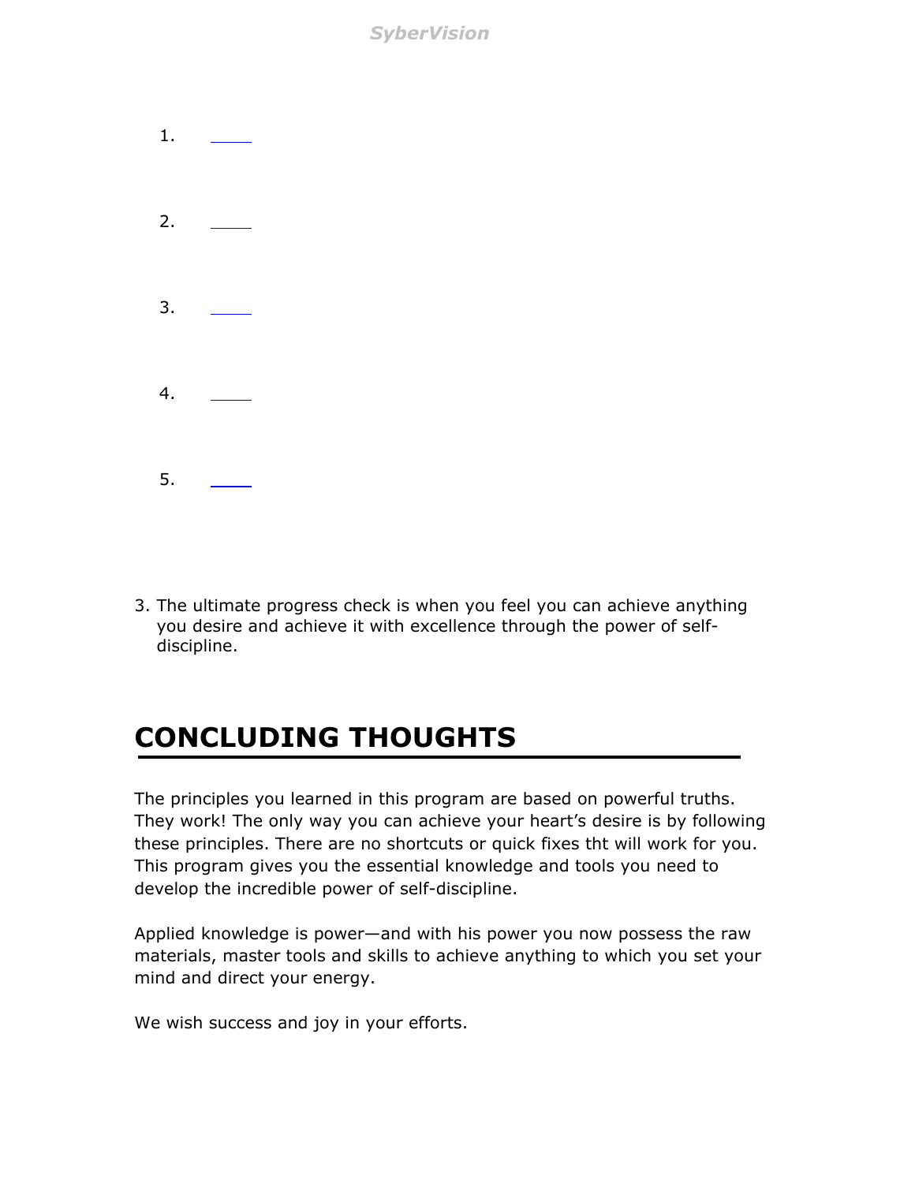1. \_\_\_\_\_

2. \_\_\_\_\_

3. \_\_\_\_\_

4. \_\_\_\_\_

5. \_\_\_\_\_

3. The ultimate progress check is when you feel you can achieve anything you desire and achieve it with excellence through the power of self-discipline.

# CONCLUDING THOUGHTS

The principles you learned in this program are based on powerful truths. They work! The only way you can achieve your heart's desire is by following these principles. There are no shortcuts or quick fixes tht will work for you. This program gives you the essential knowledge and tools you need to develop the incredible power of self-discipline.

Applied knowledge is power—and with his power you now possess the raw materials, master tools and skills to achieve anything to which you set your mind and direct your energy.

We wish success and joy in your efforts.